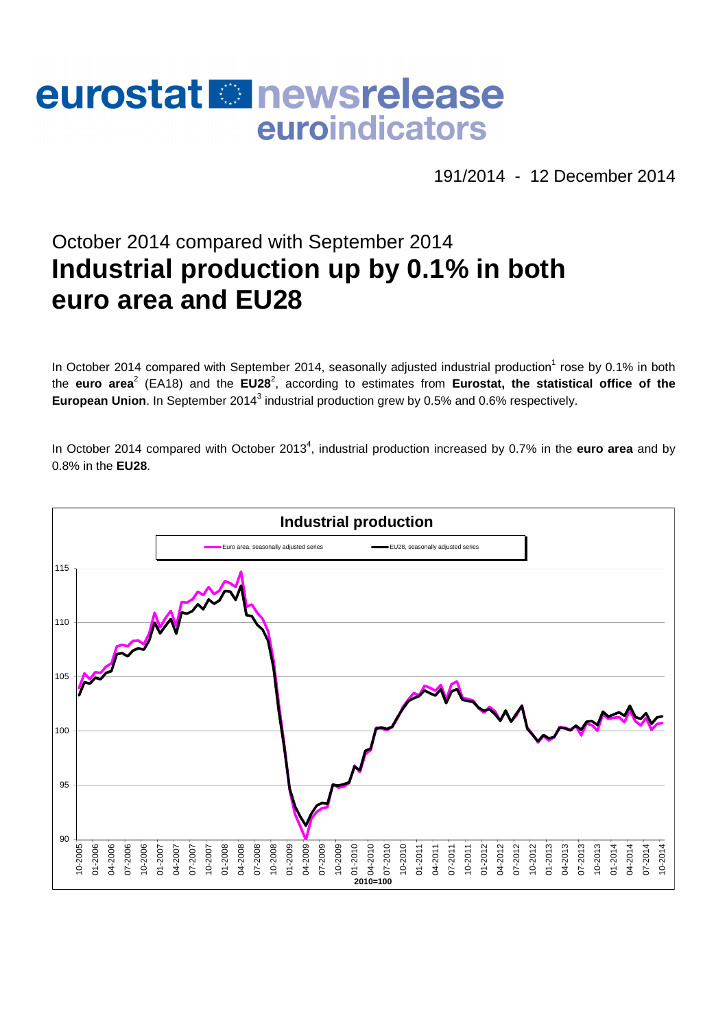# eurostat newsrelease euroindicators

191/2014 - 12 December 2014

## October 2014 compared with September 2014
# Industrial production up by 0.1% in both euro area and EU28

In October 2014 compared with September 2014, seasonally adjusted industrial production[1] rose by 0.1% in both the **euro area**[2] (EA18) and the **EU28**[2], according to estimates from **Eurostat, the statistical office of the European Union**. In September 2014[3] industrial production grew by 0.5% and 0.6% respectively.

In October 2014 compared with October 2013[4], industrial production increased by 0.7% in the **euro area** and by 0.8% in the **EU28**.

**Industrial production**

Euro area, seasonally adjusted series — EU28, seasonally adjusted series

2010=100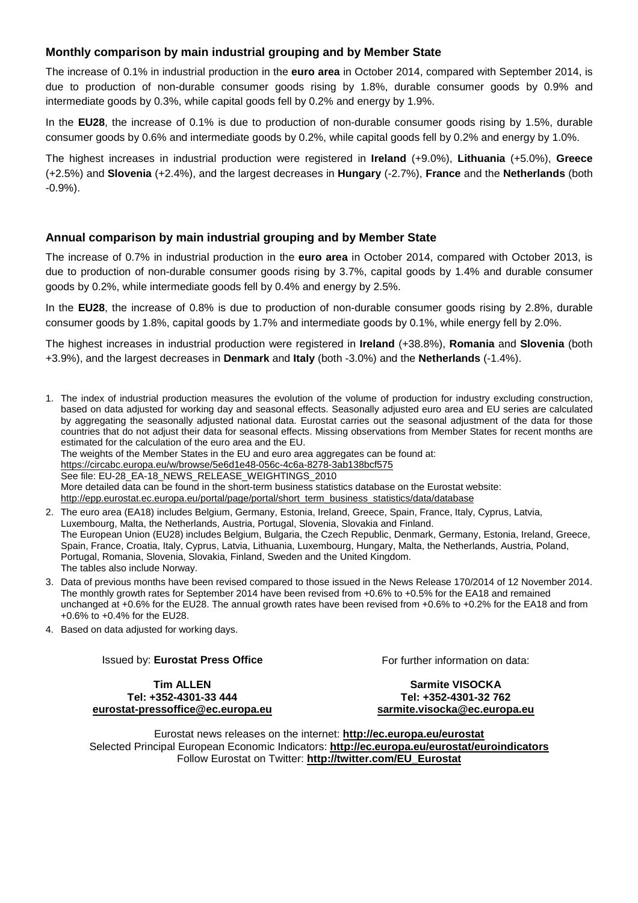## Monthly comparison by main industrial grouping and by Member State

The increase of 0.1% in industrial production in the **euro area** in October 2014, compared with September 2014, is due to production of non-durable consumer goods rising by 1.8%, durable consumer goods by 0.9% and intermediate goods by 0.3%, while capital goods fell by 0.2% and energy by 1.9%.

In the **EU28**, the increase of 0.1% is due to production of non-durable consumer goods rising by 1.5%, durable consumer goods by 0.6% and intermediate goods by 0.2%, while capital goods fell by 0.2% and energy by 1.0%.

The highest increases in industrial production were registered in **Ireland** (+9.0%), **Lithuania** (+5.0%), **Greece** (+2.5%) and **Slovenia** (+2.4%), and the largest decreases in **Hungary** (-2.7%), **France** and the **Netherlands** (both -0.9%).

## Annual comparison by main industrial grouping and by Member State

The increase of 0.7% in industrial production in the **euro area** in October 2014, compared with October 2013, is due to production of non-durable consumer goods rising by 3.7%, capital goods by 1.4% and durable consumer goods by 0.2%, while intermediate goods fell by 0.4% and energy by 2.5%.

In the **EU28**, the increase of 0.8% is due to production of non-durable consumer goods rising by 2.8%, durable consumer goods by 1.8%, capital goods by 1.7% and intermediate goods by 0.1%, while energy fell by 2.0%.

The highest increases in industrial production were registered in **Ireland** (+38.8%), **Romania** and **Slovenia** (both +3.9%), and the largest decreases in **Denmark** and **Italy** (both -3.0%) and the **Netherlands** (-1.4%).

1. The index of industrial production measures the evolution of the volume of production for industry excluding construction, based on data adjusted for working day and seasonal effects. Seasonally adjusted euro area and EU series are calculated by aggregating the seasonally adjusted national data. Eurostat carries out the seasonal adjustment of the data for those countries that do not adjust their data for seasonal effects. Missing observations from Member States for recent months are estimated for the calculation of the euro area and the EU.
   The weights of the Member States in the EU and euro area aggregates can be found at:
   https://circabc.europa.eu/w/browse/5e6d1e48-056c-4c6a-8278-3ab138bcf575
   See file: EU-28_EA-18_NEWS_RELEASE_WEIGHTINGS_2010
   More detailed data can be found in the short-term business statistics database on the Eurostat website:
   http://epp.eurostat.ec.europa.eu/portal/page/portal/short_term_business_statistics/data/database
2. The euro area (EA18) includes Belgium, Germany, Estonia, Ireland, Greece, Spain, France, Italy, Cyprus, Latvia, Luxembourg, Malta, the Netherlands, Austria, Portugal, Slovenia, Slovakia and Finland.
   The European Union (EU28) includes Belgium, Bulgaria, the Czech Republic, Denmark, Germany, Estonia, Ireland, Greece, Spain, France, Croatia, Italy, Cyprus, Latvia, Lithuania, Luxembourg, Hungary, Malta, the Netherlands, Austria, Poland, Portugal, Romania, Slovenia, Slovakia, Finland, Sweden and the United Kingdom.
   The tables also include Norway.
3. Data of previous months have been revised compared to those issued in the News Release 170/2014 of 12 November 2014. The monthly growth rates for September 2014 have been revised from +0.6% to +0.5% for the EA18 and remained unchanged at +0.6% for the EU28. The annual growth rates have been revised from +0.6% to +0.2% for the EA18 and from +0.6% to +0.4% for the EU28.
4. Based on data adjusted for working days.

Issued by: **Eurostat Press Office**

**Tim ALLEN**
**Tel: +352-4301-33 444**
**eurostat-pressoffice@ec.europa.eu**

For further information on data:

**Sarmite VISOCKA**
**Tel: +352-4301-32 762**
**sarmite.visocka@ec.europa.eu**

Eurostat news releases on the internet: **http://ec.europa.eu/eurostat**
Selected Principal European Economic Indicators: **http://ec.europa.eu/eurostat/euroindicators**
Follow Eurostat on Twitter: **http://twitter.com/EU_Eurostat**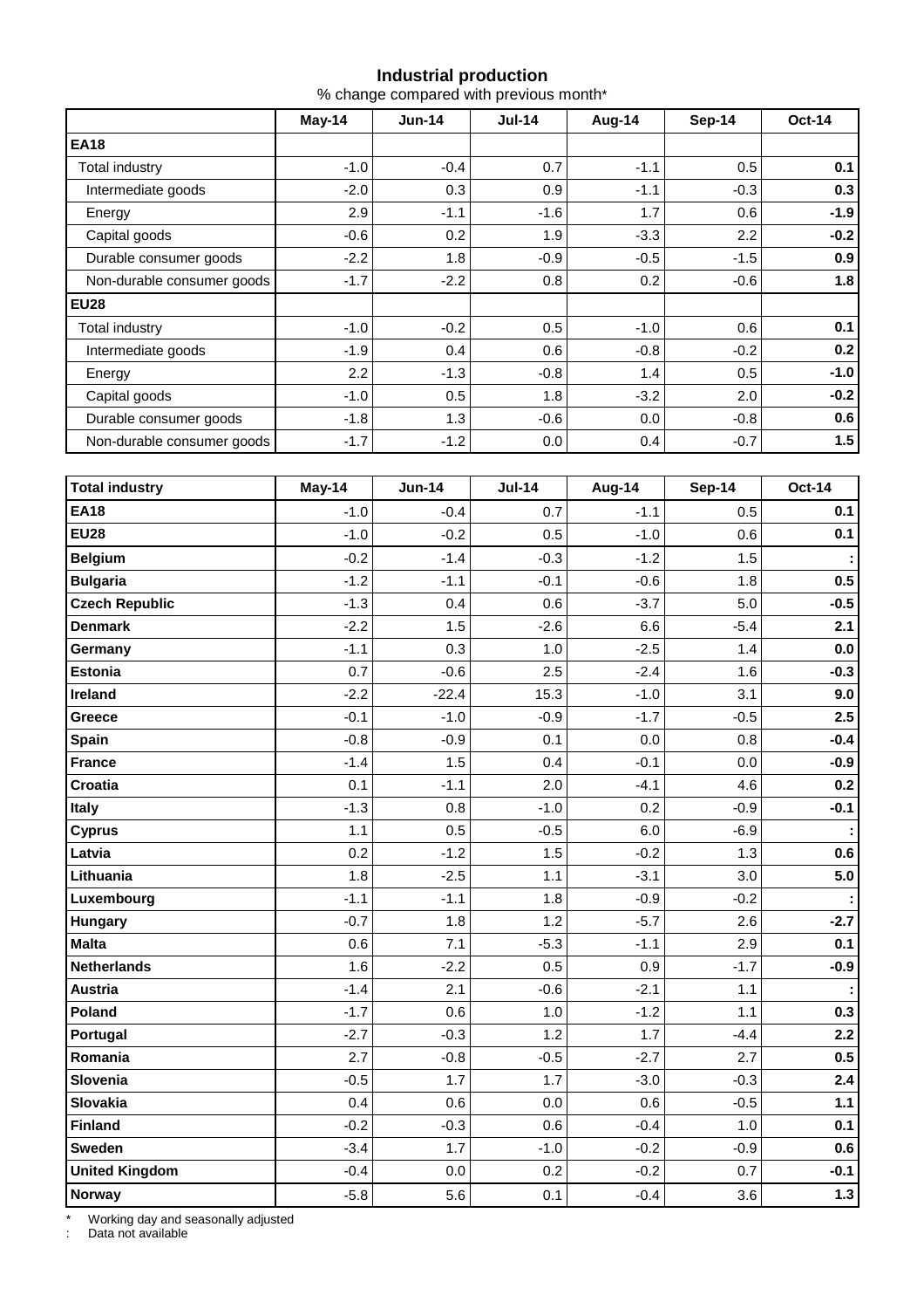**Industrial production**

% change compared with previous month*

| | May-14 | Jun-14 | Jul-14 | Aug-14 | Sep-14 | Oct-14 |
|---|---|---|---|---|---|---|
| **EA18** | | | | | | |
| Total industry | -1.0 | -0.4 | 0.7 | -1.1 | 0.5 | **0.1** |
| Intermediate goods | -2.0 | 0.3 | 0.9 | -1.1 | -0.3 | **0.3** |
| Energy | 2.9 | -1.1 | -1.6 | 1.7 | 0.6 | **-1.9** |
| Capital goods | -0.6 | 0.2 | 1.9 | -3.3 | 2.2 | **-0.2** |
| Durable consumer goods | -2.2 | 1.8 | -0.9 | -0.5 | -1.5 | **0.9** |
| Non-durable consumer goods | -1.7 | -2.2 | 0.8 | 0.2 | -0.6 | **1.8** |
| **EU28** | | | | | | |
| Total industry | -1.0 | -0.2 | 0.5 | -1.0 | 0.6 | **0.1** |
| Intermediate goods | -1.9 | 0.4 | 0.6 | -0.8 | -0.2 | **0.2** |
| Energy | 2.2 | -1.3 | -0.8 | 1.4 | 0.5 | **-1.0** |
| Capital goods | -1.0 | 0.5 | 1.8 | -3.2 | 2.0 | **-0.2** |
| Durable consumer goods | -1.8 | 1.3 | -0.6 | 0.0 | -0.8 | **0.6** |
| Non-durable consumer goods | -1.7 | -1.2 | 0.0 | 0.4 | -0.7 | **1.5** |

| **Total industry** | **May-14** | **Jun-14** | **Jul-14** | **Aug-14** | **Sep-14** | **Oct-14** |
|---|---|---|---|---|---|---|
| **EA18** | -1.0 | -0.4 | 0.7 | -1.1 | 0.5 | **0.1** |
| **EU28** | -1.0 | -0.2 | 0.5 | -1.0 | 0.6 | **0.1** |
| **Belgium** | -0.2 | -1.4 | -0.3 | -1.2 | 1.5 | **:** |
| **Bulgaria** | -1.2 | -1.1 | -0.1 | -0.6 | 1.8 | **0.5** |
| **Czech Republic** | -1.3 | 0.4 | 0.6 | -3.7 | 5.0 | **-0.5** |
| **Denmark** | -2.2 | 1.5 | -2.6 | 6.6 | -5.4 | **2.1** |
| **Germany** | -1.1 | 0.3 | 1.0 | -2.5 | 1.4 | **0.0** |
| **Estonia** | 0.7 | -0.6 | 2.5 | -2.4 | 1.6 | **-0.3** |
| **Ireland** | -2.2 | -22.4 | 15.3 | -1.0 | 3.1 | **9.0** |
| **Greece** | -0.1 | -1.0 | -0.9 | -1.7 | -0.5 | **2.5** |
| **Spain** | -0.8 | -0.9 | 0.1 | 0.0 | 0.8 | **-0.4** |
| **France** | -1.4 | 1.5 | 0.4 | -0.1 | 0.0 | **-0.9** |
| **Croatia** | 0.1 | -1.1 | 2.0 | -4.1 | 4.6 | **0.2** |
| **Italy** | -1.3 | 0.8 | -1.0 | 0.2 | -0.9 | **-0.1** |
| **Cyprus** | 1.1 | 0.5 | -0.5 | 6.0 | -6.9 | **:** |
| **Latvia** | 0.2 | -1.2 | 1.5 | -0.2 | 1.3 | **0.6** |
| **Lithuania** | 1.8 | -2.5 | 1.1 | -3.1 | 3.0 | **5.0** |
| **Luxembourg** | -1.1 | -1.1 | 1.8 | -0.9 | -0.2 | **:** |
| **Hungary** | -0.7 | 1.8 | 1.2 | -5.7 | 2.6 | **-2.7** |
| **Malta** | 0.6 | 7.1 | -5.3 | -1.1 | 2.9 | **0.1** |
| **Netherlands** | 1.6 | -2.2 | 0.5 | 0.9 | -1.7 | **-0.9** |
| **Austria** | -1.4 | 2.1 | -0.6 | -2.1 | 1.1 | **:** |
| **Poland** | -1.7 | 0.6 | 1.0 | -1.2 | 1.1 | **0.3** |
| **Portugal** | -2.7 | -0.3 | 1.2 | 1.7 | -4.4 | **2.2** |
| **Romania** | 2.7 | -0.8 | -0.5 | -2.7 | 2.7 | **0.5** |
| **Slovenia** | -0.5 | 1.7 | 1.7 | -3.0 | -0.3 | **2.4** |
| **Slovakia** | 0.4 | 0.6 | 0.0 | 0.6 | -0.5 | **1.1** |
| **Finland** | -0.2 | -0.3 | 0.6 | -0.4 | 1.0 | **0.1** |
| **Sweden** | -3.4 | 1.7 | -1.0 | -0.2 | -0.9 | **0.6** |
| **United Kingdom** | -0.4 | 0.0 | 0.2 | -0.2 | 0.7 | **-0.1** |
| **Norway** | -5.8 | 5.6 | 0.1 | -0.4 | 3.6 | **1.3** |

\* Working day and seasonally adjusted

: Data not available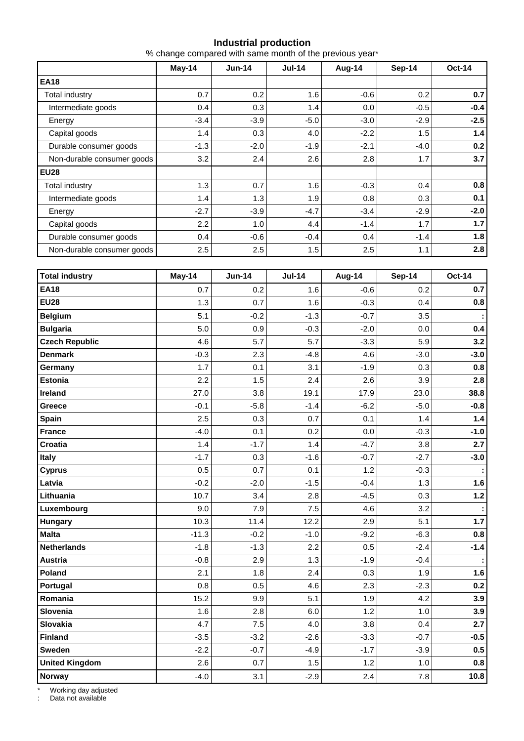## Industrial production

% change compared with same month of the previous year*

| | May-14 | Jun-14 | Jul-14 | Aug-14 | Sep-14 | Oct-14 |
|---|---|---|---|---|---|---|
| **EA18** | | | | | | |
| Total industry | 0.7 | 0.2 | 1.6 | -0.6 | 0.2 | **0.7** |
| Intermediate goods | 0.4 | 0.3 | 1.4 | 0.0 | -0.5 | **-0.4** |
| Energy | -3.4 | -3.9 | -5.0 | -3.0 | -2.9 | **-2.5** |
| Capital goods | 1.4 | 0.3 | 4.0 | -2.2 | 1.5 | **1.4** |
| Durable consumer goods | -1.3 | -2.0 | -1.9 | -2.1 | -4.0 | **0.2** |
| Non-durable consumer goods | 3.2 | 2.4 | 2.6 | 2.8 | 1.7 | **3.7** |
| **EU28** | | | | | | |
| Total industry | 1.3 | 0.7 | 1.6 | -0.3 | 0.4 | **0.8** |
| Intermediate goods | 1.4 | 1.3 | 1.9 | 0.8 | 0.3 | **0.1** |
| Energy | -2.7 | -3.9 | -4.7 | -3.4 | -2.9 | **-2.0** |
| Capital goods | 2.2 | 1.0 | 4.4 | -1.4 | 1.7 | **1.7** |
| Durable consumer goods | 0.4 | -0.6 | -0.4 | 0.4 | -1.4 | **1.8** |
| Non-durable consumer goods | 2.5 | 2.5 | 1.5 | 2.5 | 1.1 | **2.8** |

| **Total industry** | **May-14** | **Jun-14** | **Jul-14** | **Aug-14** | **Sep-14** | **Oct-14** |
|---|---|---|---|---|---|---|
| **EA18** | 0.7 | 0.2 | 1.6 | -0.6 | 0.2 | **0.7** |
| **EU28** | 1.3 | 0.7 | 1.6 | -0.3 | 0.4 | **0.8** |
| **Belgium** | 5.1 | -0.2 | -1.3 | -0.7 | 3.5 | **:** |
| **Bulgaria** | 5.0 | 0.9 | -0.3 | -2.0 | 0.0 | **0.4** |
| **Czech Republic** | 4.6 | 5.7 | 5.7 | -3.3 | 5.9 | **3.2** |
| **Denmark** | -0.3 | 2.3 | -4.8 | 4.6 | -3.0 | **-3.0** |
| **Germany** | 1.7 | 0.1 | 3.1 | -1.9 | 0.3 | **0.8** |
| **Estonia** | 2.2 | 1.5 | 2.4 | 2.6 | 3.9 | **2.8** |
| **Ireland** | 27.0 | 3.8 | 19.1 | 17.9 | 23.0 | **38.8** |
| **Greece** | -0.1 | -5.8 | -1.4 | -6.2 | -5.0 | **-0.8** |
| **Spain** | 2.5 | 0.3 | 0.7 | 0.1 | 1.4 | **1.4** |
| **France** | -4.0 | 0.1 | 0.2 | 0.0 | -0.3 | **-1.0** |
| **Croatia** | 1.4 | -1.7 | 1.4 | -4.7 | 3.8 | **2.7** |
| **Italy** | -1.7 | 0.3 | -1.6 | -0.7 | -2.7 | **-3.0** |
| **Cyprus** | 0.5 | 0.7 | 0.1 | 1.2 | -0.3 | **:** |
| **Latvia** | -0.2 | -2.0 | -1.5 | -0.4 | 1.3 | **1.6** |
| **Lithuania** | 10.7 | 3.4 | 2.8 | -4.5 | 0.3 | **1.2** |
| **Luxembourg** | 9.0 | 7.9 | 7.5 | 4.6 | 3.2 | **:** |
| **Hungary** | 10.3 | 11.4 | 12.2 | 2.9 | 5.1 | **1.7** |
| **Malta** | -11.3 | -0.2 | -1.0 | -9.2 | -6.3 | **0.8** |
| **Netherlands** | -1.8 | -1.3 | 2.2 | 0.5 | -2.4 | **-1.4** |
| **Austria** | -0.8 | 2.9 | 1.3 | -1.9 | -0.4 | **:** |
| **Poland** | 2.1 | 1.8 | 2.4 | 0.3 | 1.9 | **1.6** |
| **Portugal** | 0.8 | 0.5 | 4.6 | 2.3 | -2.3 | **0.2** |
| **Romania** | 15.2 | 9.9 | 5.1 | 1.9 | 4.2 | **3.9** |
| **Slovenia** | 1.6 | 2.8 | 6.0 | 1.2 | 1.0 | **3.9** |
| **Slovakia** | 4.7 | 7.5 | 4.0 | 3.8 | 0.4 | **2.7** |
| **Finland** | -3.5 | -3.2 | -2.6 | -3.3 | -0.7 | **-0.5** |
| **Sweden** | -2.2 | -0.7 | -4.9 | -1.7 | -3.9 | **0.5** |
| **United Kingdom** | 2.6 | 0.7 | 1.5 | 1.2 | 1.0 | **0.8** |
| **Norway** | -4.0 | 3.1 | -2.9 | 2.4 | 7.8 | **10.8** |

\* Working day adjusted

: Data not available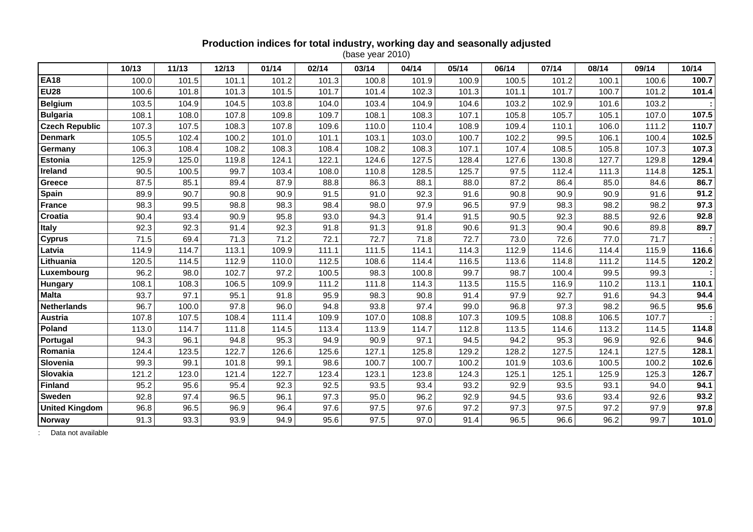**Production indices for total industry, working day and seasonally adjusted**
(base year 2010)

| | 10/13 | 11/13 | 12/13 | 01/14 | 02/14 | 03/14 | 04/14 | 05/14 | 06/14 | 07/14 | 08/14 | 09/14 | 10/14 |
|---|---|---|---|---|---|---|---|---|---|---|---|---|---|
| **EA18** | 100.0 | 101.5 | 101.1 | 101.2 | 101.3 | 100.8 | 101.9 | 100.9 | 100.5 | 101.2 | 100.1 | 100.6 | **100.7** |
| **EU28** | 100.6 | 101.8 | 101.3 | 101.5 | 101.7 | 101.4 | 102.3 | 101.3 | 101.1 | 101.7 | 100.7 | 101.2 | **101.4** |
| **Belgium** | 103.5 | 104.9 | 104.5 | 103.8 | 104.0 | 103.4 | 104.9 | 104.6 | 103.2 | 102.9 | 101.6 | 103.2 | **:** |
| **Bulgaria** | 108.1 | 108.0 | 107.8 | 109.8 | 109.7 | 108.1 | 108.3 | 107.1 | 105.8 | 105.7 | 105.1 | 107.0 | **107.5** |
| **Czech Republic** | 107.3 | 107.5 | 108.3 | 107.8 | 109.6 | 110.0 | 110.4 | 108.9 | 109.4 | 110.1 | 106.0 | 111.2 | **110.7** |
| **Denmark** | 105.5 | 102.4 | 100.2 | 101.0 | 101.1 | 103.1 | 103.0 | 100.7 | 102.2 | 99.5 | 106.1 | 100.4 | **102.5** |
| **Germany** | 106.3 | 108.4 | 108.2 | 108.3 | 108.4 | 108.2 | 108.3 | 107.1 | 107.4 | 108.5 | 105.8 | 107.3 | **107.3** |
| **Estonia** | 125.9 | 125.0 | 119.8 | 124.1 | 122.1 | 124.6 | 127.5 | 128.4 | 127.6 | 130.8 | 127.7 | 129.8 | **129.4** |
| **Ireland** | 90.5 | 100.5 | 99.7 | 103.4 | 108.0 | 110.8 | 128.5 | 125.7 | 97.5 | 112.4 | 111.3 | 114.8 | **125.1** |
| **Greece** | 87.5 | 85.1 | 89.4 | 87.9 | 88.8 | 86.3 | 88.1 | 88.0 | 87.2 | 86.4 | 85.0 | 84.6 | **86.7** |
| **Spain** | 89.9 | 90.7 | 90.8 | 90.9 | 91.5 | 91.0 | 92.3 | 91.6 | 90.8 | 90.9 | 90.9 | 91.6 | **91.2** |
| **France** | 98.3 | 99.5 | 98.8 | 98.3 | 98.4 | 98.0 | 97.9 | 96.5 | 97.9 | 98.3 | 98.2 | 98.2 | **97.3** |
| **Croatia** | 90.4 | 93.4 | 90.9 | 95.8 | 93.0 | 94.3 | 91.4 | 91.5 | 90.5 | 92.3 | 88.5 | 92.6 | **92.8** |
| **Italy** | 92.3 | 92.3 | 91.4 | 92.3 | 91.8 | 91.3 | 91.8 | 90.6 | 91.3 | 90.4 | 90.6 | 89.8 | **89.7** |
| **Cyprus** | 71.5 | 69.4 | 71.3 | 71.2 | 72.1 | 72.7 | 71.8 | 72.7 | 73.0 | 72.6 | 77.0 | 71.7 | **:** |
| **Latvia** | 114.9 | 114.7 | 113.1 | 109.9 | 111.1 | 111.5 | 114.1 | 114.3 | 112.9 | 114.6 | 114.4 | 115.9 | **116.6** |
| **Lithuania** | 120.5 | 114.5 | 112.9 | 110.0 | 112.5 | 108.6 | 114.4 | 116.5 | 113.6 | 114.8 | 111.2 | 114.5 | **120.2** |
| **Luxembourg** | 96.2 | 98.0 | 102.7 | 97.2 | 100.5 | 98.3 | 100.8 | 99.7 | 98.7 | 100.4 | 99.5 | 99.3 | **:** |
| **Hungary** | 108.1 | 108.3 | 106.5 | 109.9 | 111.2 | 111.8 | 114.3 | 113.5 | 115.5 | 116.9 | 110.2 | 113.1 | **110.1** |
| **Malta** | 93.7 | 97.1 | 95.1 | 91.8 | 95.9 | 98.3 | 90.8 | 91.4 | 97.9 | 92.7 | 91.6 | 94.3 | **94.4** |
| **Netherlands** | 96.7 | 100.0 | 97.8 | 96.0 | 94.8 | 93.8 | 97.4 | 99.0 | 96.8 | 97.3 | 98.2 | 96.5 | **95.6** |
| **Austria** | 107.8 | 107.5 | 108.4 | 111.4 | 109.9 | 107.0 | 108.8 | 107.3 | 109.5 | 108.8 | 106.5 | 107.7 | **:** |
| **Poland** | 113.0 | 114.7 | 111.8 | 114.5 | 113.4 | 113.9 | 114.7 | 112.8 | 113.5 | 114.6 | 113.2 | 114.5 | **114.8** |
| **Portugal** | 94.3 | 96.1 | 94.8 | 95.3 | 94.9 | 90.9 | 97.1 | 94.5 | 94.2 | 95.3 | 96.9 | 92.6 | **94.6** |
| **Romania** | 124.4 | 123.5 | 122.7 | 126.6 | 125.6 | 127.1 | 125.8 | 129.2 | 128.2 | 127.5 | 124.1 | 127.5 | **128.1** |
| **Slovenia** | 99.3 | 99.1 | 101.8 | 99.1 | 98.6 | 100.7 | 100.7 | 100.2 | 101.9 | 103.6 | 100.5 | 100.2 | **102.6** |
| **Slovakia** | 121.2 | 123.0 | 121.4 | 122.7 | 123.4 | 123.1 | 123.8 | 124.3 | 125.1 | 125.1 | 125.9 | 125.3 | **126.7** |
| **Finland** | 95.2 | 95.6 | 95.4 | 92.3 | 92.5 | 93.5 | 93.4 | 93.2 | 92.9 | 93.5 | 93.1 | 94.0 | **94.1** |
| **Sweden** | 92.8 | 97.4 | 96.5 | 96.1 | 97.3 | 95.0 | 96.2 | 92.9 | 94.5 | 93.6 | 93.4 | 92.6 | **93.2** |
| **United Kingdom** | 96.8 | 96.5 | 96.9 | 96.4 | 97.6 | 97.5 | 97.6 | 97.2 | 97.3 | 97.5 | 97.2 | 97.9 | **97.8** |
| **Norway** | 91.3 | 93.3 | 93.9 | 94.9 | 95.6 | 97.5 | 97.0 | 91.4 | 96.5 | 96.6 | 96.2 | 99.7 | **101.0** |

: Data not available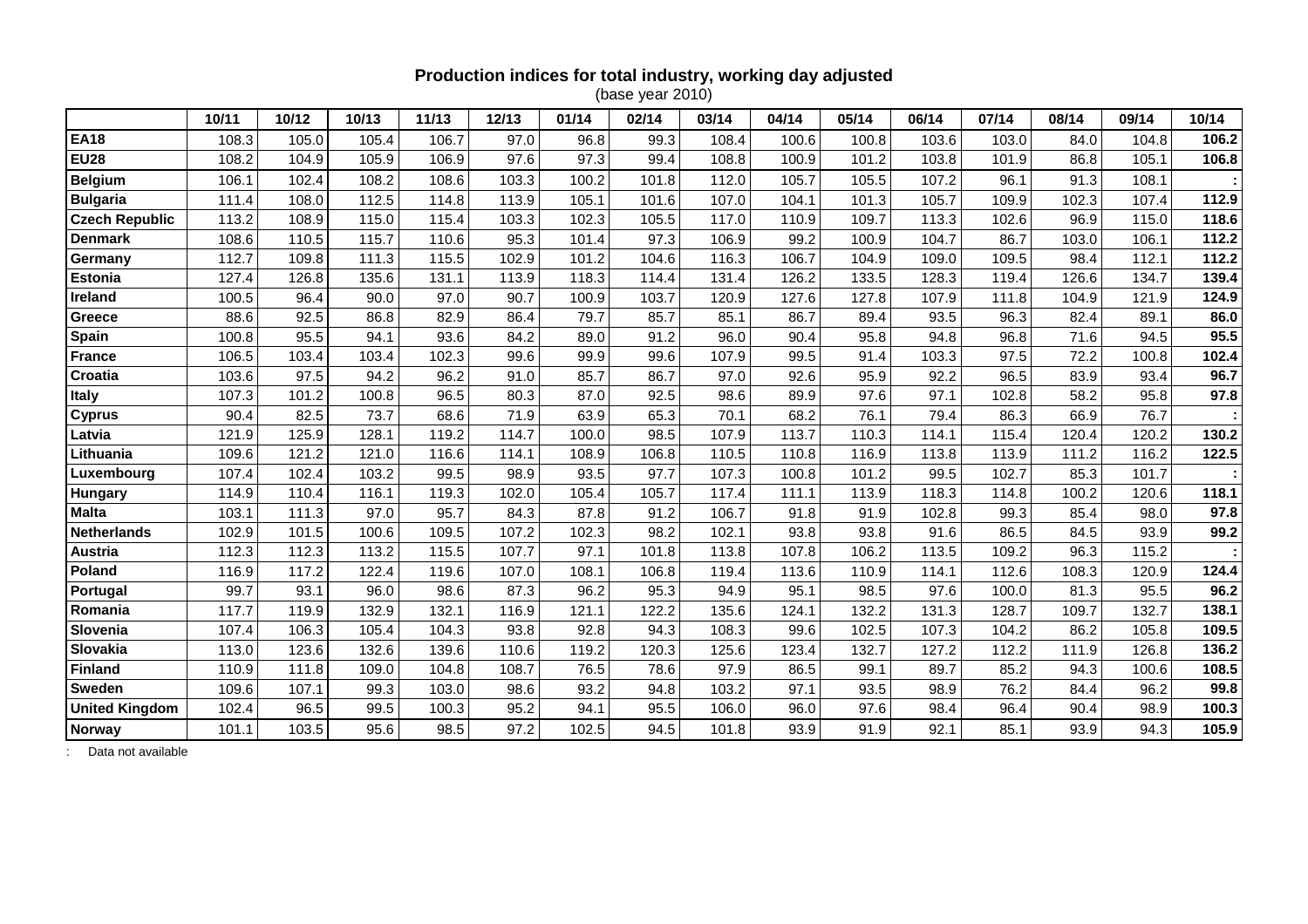**Production indices for total industry, working day adjusted**

(base year 2010)

| | 10/11 | 10/12 | 10/13 | 11/13 | 12/13 | 01/14 | 02/14 | 03/14 | 04/14 | 05/14 | 06/14 | 07/14 | 08/14 | 09/14 | 10/14 |
|---|---|---|---|---|---|---|---|---|---|---|---|---|---|---|---|
| **EA18** | 108.3 | 105.0 | 105.4 | 106.7 | 97.0 | 96.8 | 99.3 | 108.4 | 100.6 | 100.8 | 103.6 | 103.0 | 84.0 | 104.8 | **106.2** |
| **EU28** | 108.2 | 104.9 | 105.9 | 106.9 | 97.6 | 97.3 | 99.4 | 108.8 | 100.9 | 101.2 | 103.8 | 101.9 | 86.8 | 105.1 | **106.8** |
| **Belgium** | 106.1 | 102.4 | 108.2 | 108.6 | 103.3 | 100.2 | 101.8 | 112.0 | 105.7 | 105.5 | 107.2 | 96.1 | 91.3 | 108.1 | **:** |
| **Bulgaria** | 111.4 | 108.0 | 112.5 | 114.8 | 113.9 | 105.1 | 101.6 | 107.0 | 104.1 | 101.3 | 105.7 | 109.9 | 102.3 | 107.4 | **112.9** |
| **Czech Republic** | 113.2 | 108.9 | 115.0 | 115.4 | 103.3 | 102.3 | 105.5 | 117.0 | 110.9 | 109.7 | 113.3 | 102.6 | 96.9 | 115.0 | **118.6** |
| **Denmark** | 108.6 | 110.5 | 115.7 | 110.6 | 95.3 | 101.4 | 97.3 | 106.9 | 99.2 | 100.9 | 104.7 | 86.7 | 103.0 | 106.1 | **112.2** |
| **Germany** | 112.7 | 109.8 | 111.3 | 115.5 | 102.9 | 101.2 | 104.6 | 116.3 | 106.7 | 104.9 | 109.0 | 109.5 | 98.4 | 112.1 | **112.2** |
| **Estonia** | 127.4 | 126.8 | 135.6 | 131.1 | 113.9 | 118.3 | 114.4 | 131.4 | 126.2 | 133.5 | 128.3 | 119.4 | 126.6 | 134.7 | **139.4** |
| **Ireland** | 100.5 | 96.4 | 90.0 | 97.0 | 90.7 | 100.9 | 103.7 | 120.9 | 127.6 | 127.8 | 107.9 | 111.8 | 104.9 | 121.9 | **124.9** |
| **Greece** | 88.6 | 92.5 | 86.8 | 82.9 | 86.4 | 79.7 | 85.7 | 85.1 | 86.7 | 89.4 | 93.5 | 96.3 | 82.4 | 89.1 | **86.0** |
| **Spain** | 100.8 | 95.5 | 94.1 | 93.6 | 84.2 | 89.0 | 91.2 | 96.0 | 90.4 | 95.8 | 94.8 | 96.8 | 71.6 | 94.5 | **95.5** |
| **France** | 106.5 | 103.4 | 103.4 | 102.3 | 99.6 | 99.9 | 99.6 | 107.9 | 99.5 | 91.4 | 103.3 | 97.5 | 72.2 | 100.8 | **102.4** |
| **Croatia** | 103.6 | 97.5 | 94.2 | 96.2 | 91.0 | 85.7 | 86.7 | 97.0 | 92.6 | 95.9 | 92.2 | 96.5 | 83.9 | 93.4 | **96.7** |
| **Italy** | 107.3 | 101.2 | 100.8 | 96.5 | 80.3 | 87.0 | 92.5 | 98.6 | 89.9 | 97.6 | 97.1 | 102.8 | 58.2 | 95.8 | **97.8** |
| **Cyprus** | 90.4 | 82.5 | 73.7 | 68.6 | 71.9 | 63.9 | 65.3 | 70.1 | 68.2 | 76.1 | 79.4 | 86.3 | 66.9 | 76.7 | **:** |
| **Latvia** | 121.9 | 125.9 | 128.1 | 119.2 | 114.7 | 100.0 | 98.5 | 107.9 | 113.7 | 110.3 | 114.1 | 115.4 | 120.4 | 120.2 | **130.2** |
| **Lithuania** | 109.6 | 121.2 | 121.0 | 116.6 | 114.1 | 108.9 | 106.8 | 110.5 | 110.8 | 116.9 | 113.8 | 113.9 | 111.2 | 116.2 | **122.5** |
| **Luxembourg** | 107.4 | 102.4 | 103.2 | 99.5 | 98.9 | 93.5 | 97.7 | 107.3 | 100.8 | 101.2 | 99.5 | 102.7 | 85.3 | 101.7 | **:** |
| **Hungary** | 114.9 | 110.4 | 116.1 | 119.3 | 102.0 | 105.4 | 105.7 | 117.4 | 111.1 | 113.9 | 118.3 | 114.8 | 100.2 | 120.6 | **118.1** |
| **Malta** | 103.1 | 111.3 | 97.0 | 95.7 | 84.3 | 87.8 | 91.2 | 106.7 | 91.8 | 91.9 | 102.8 | 99.3 | 85.4 | 98.0 | **97.8** |
| **Netherlands** | 102.9 | 101.5 | 100.6 | 109.5 | 107.2 | 102.3 | 98.2 | 102.1 | 93.8 | 93.8 | 91.6 | 86.5 | 84.5 | 93.9 | **99.2** |
| **Austria** | 112.3 | 112.3 | 113.2 | 115.5 | 107.7 | 97.1 | 101.8 | 113.8 | 107.8 | 106.2 | 113.5 | 109.2 | 96.3 | 115.2 | **:** |
| **Poland** | 116.9 | 117.2 | 122.4 | 119.6 | 107.0 | 108.1 | 106.8 | 119.4 | 113.6 | 110.9 | 114.1 | 112.6 | 108.3 | 120.9 | **124.4** |
| **Portugal** | 99.7 | 93.1 | 96.0 | 98.6 | 87.3 | 96.2 | 95.3 | 94.9 | 95.1 | 98.5 | 97.6 | 100.0 | 81.3 | 95.5 | **96.2** |
| **Romania** | 117.7 | 119.9 | 132.9 | 132.1 | 116.9 | 121.1 | 122.2 | 135.6 | 124.1 | 132.2 | 131.3 | 128.7 | 109.7 | 132.7 | **138.1** |
| **Slovenia** | 107.4 | 106.3 | 105.4 | 104.3 | 93.8 | 92.8 | 94.3 | 108.3 | 99.6 | 102.5 | 107.3 | 104.2 | 86.2 | 105.8 | **109.5** |
| **Slovakia** | 113.0 | 123.6 | 132.6 | 139.6 | 110.6 | 119.2 | 120.3 | 125.6 | 123.4 | 132.7 | 127.2 | 112.2 | 111.9 | 126.8 | **136.2** |
| **Finland** | 110.9 | 111.8 | 109.0 | 104.8 | 108.7 | 76.5 | 78.6 | 97.9 | 86.5 | 99.1 | 89.7 | 85.2 | 94.3 | 100.6 | **108.5** |
| **Sweden** | 109.6 | 107.1 | 99.3 | 103.0 | 98.6 | 93.2 | 94.8 | 103.2 | 97.1 | 93.5 | 98.9 | 76.2 | 84.4 | 96.2 | **99.8** |
| **United Kingdom** | 102.4 | 96.5 | 99.5 | 100.3 | 95.2 | 94.1 | 95.5 | 106.0 | 96.0 | 97.6 | 98.4 | 96.4 | 90.4 | 98.9 | **100.3** |
| **Norway** | 101.1 | 103.5 | 95.6 | 98.5 | 97.2 | 102.5 | 94.5 | 101.8 | 93.9 | 91.9 | 92.1 | 85.1 | 93.9 | 94.3 | **105.9** |

: Data not available